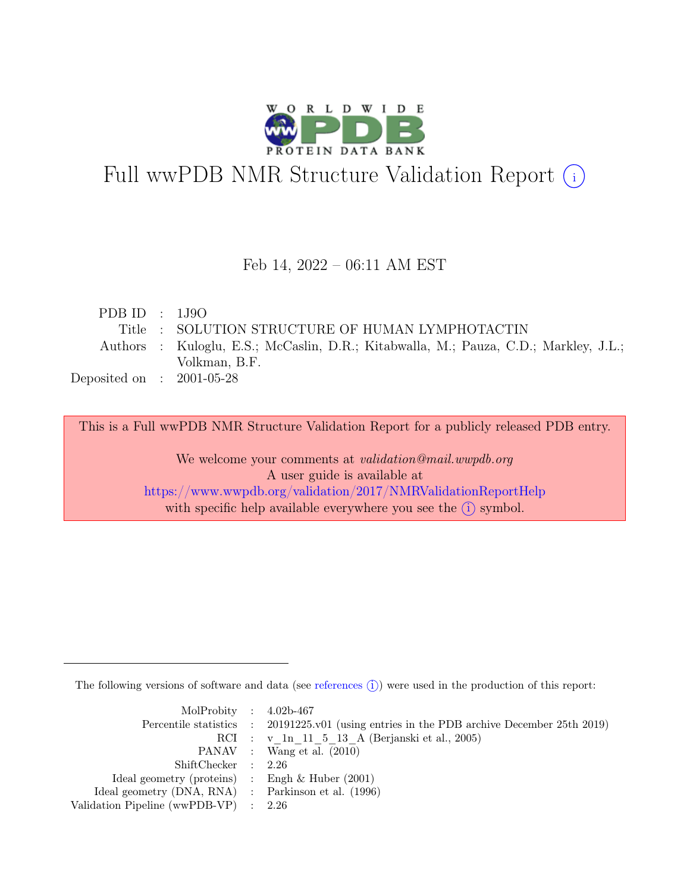# Full wwPDB NMR Structure Validation Report (i)

Feb 14, 2022 – 06:11 AM EST

| | | |
|---|---|---|
| PDB ID | : | 1J9O |
| Title | : | SOLUTION STRUCTURE OF HUMAN LYMPHOTACTIN |
| Authors | : | Kuloglu, E.S.; McCaslin, D.R.; Kitabwalla, M.; Pauza, C.D.; Markley, J.L.; Volkman, B.F. |
| Deposited on | : | 2001-05-28 |

This is a Full wwPDB NMR Structure Validation Report for a publicly released PDB entry.

We welcome your comments at *validation@mail.wwpdb.org*
A user guide is available at
https://www.wwpdb.org/validation/2017/NMRValidationReportHelp
with specific help available everywhere you see the (i) symbol.

The following versions of software and data (see references (i)) were used in the production of this report:

| | | |
|---|---|---|
| MolProbity | : | 4.02b-467 |
| Percentile statistics | : | 20191225.v01 (using entries in the PDB archive December 25th 2019) |
| RCI | : | v_1n_11_5_13_A (Berjanski et al., 2005) |
| PANAV | : | Wang et al. (2010) |
| ShiftChecker | : | 2.26 |
| Ideal geometry (proteins) | : | Engh & Huber (2001) |
| Ideal geometry (DNA, RNA) | : | Parkinson et al. (1996) |
| Validation Pipeline (wwPDB-VP) | : | 2.26 |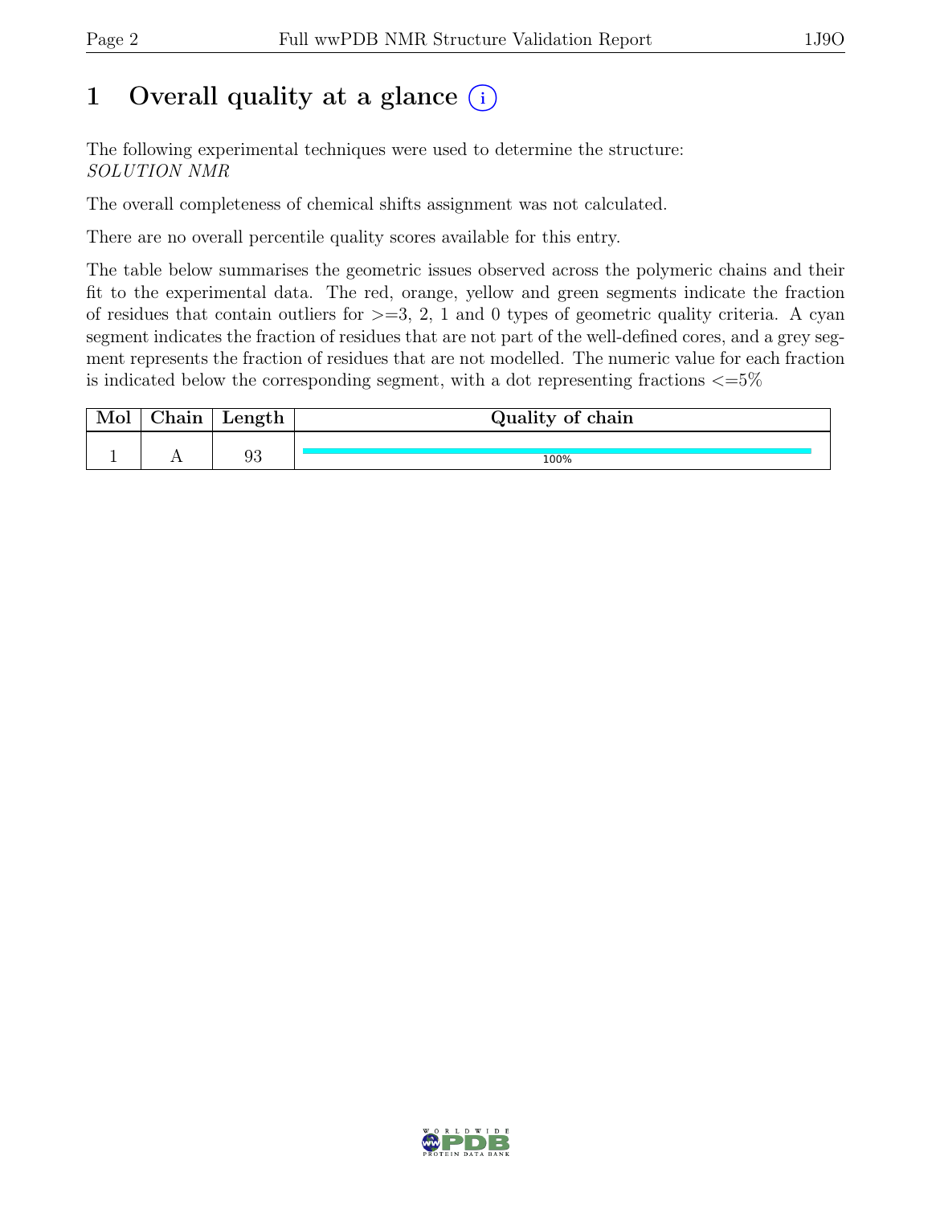# 1 Overall quality at a glance (i)

The following experimental techniques were used to determine the structure:
*SOLUTION NMR*

The overall completeness of chemical shifts assignment was not calculated.

There are no overall percentile quality scores available for this entry.

The table below summarises the geometric issues observed across the polymeric chains and their fit to the experimental data. The red, orange, yellow and green segments indicate the fraction of residues that contain outliers for >=3, 2, 1 and 0 types of geometric quality criteria. A cyan segment indicates the fraction of residues that are not part of the well-defined cores, and a grey segment represents the fraction of residues that are not modelled. The numeric value for each fraction is indicated below the corresponding segment, with a dot representing fractions <=5%

| Mol | Chain | Length | Quality of chain |
|---|---|---|---|
| 1 | A | 93 | 100% |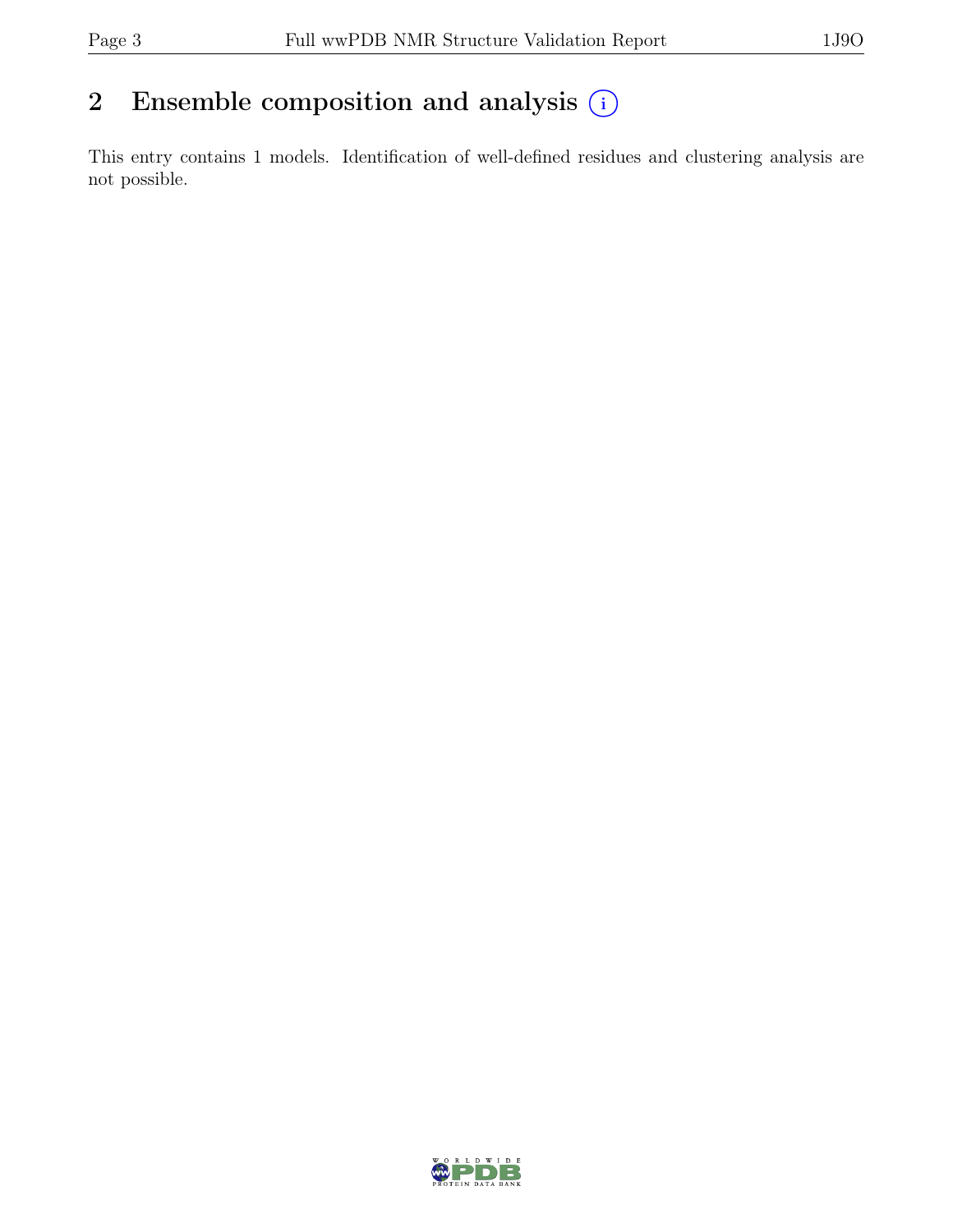## 2 Ensemble composition and analysis (i)

This entry contains 1 models. Identification of well-defined residues and clustering analysis are not possible.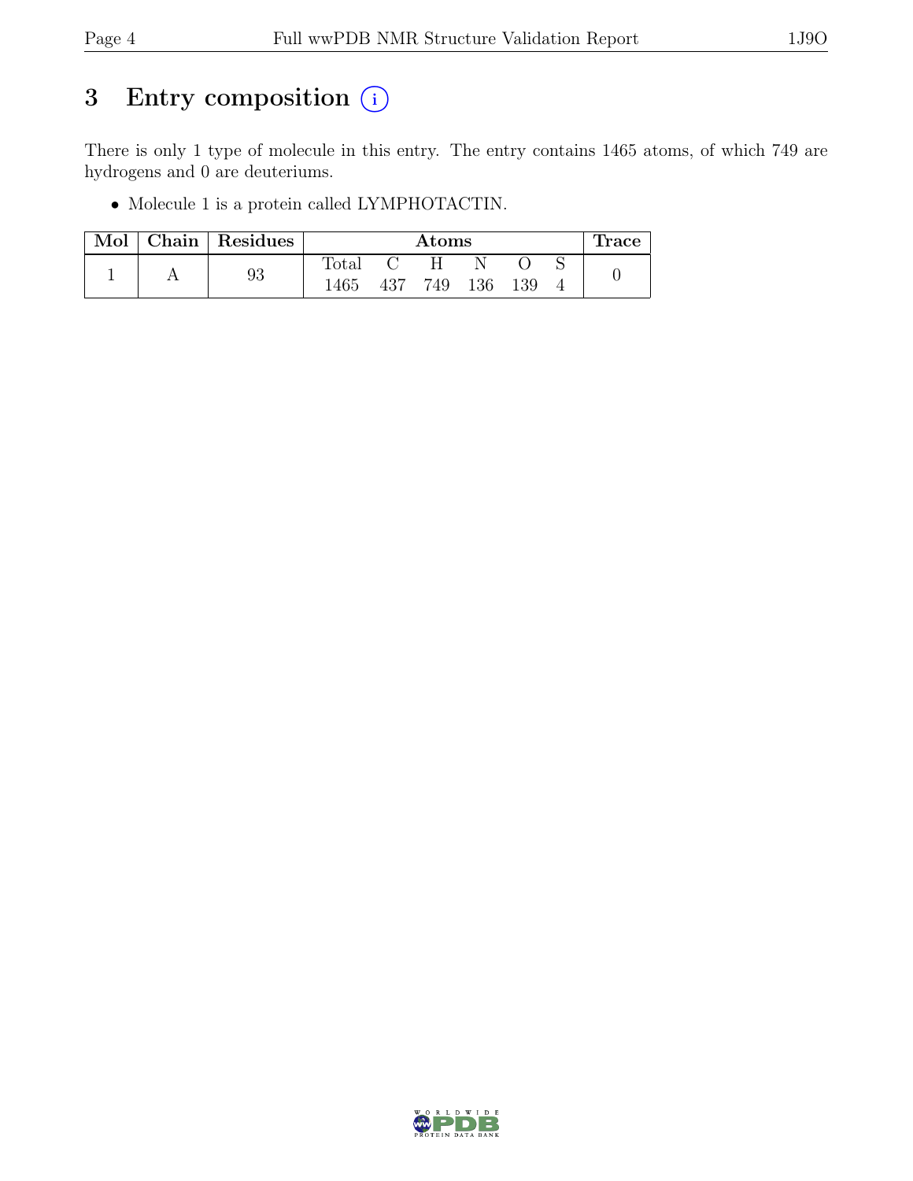# 3 Entry composition (i)

There is only 1 type of molecule in this entry. The entry contains 1465 atoms, of which 749 are hydrogens and 0 are deuteriums.

- Molecule 1 is a protein called LYMPHOTACTIN.

| Mol | Chain | Residues | Atoms | | | | | | Trace |
|---|---|---|---|---|---|---|---|---|---|
| | | | Total | C | H | N | O | S | |
| 1 | A | 93 | 1465 | 437 | 749 | 136 | 139 | 4 | 0 |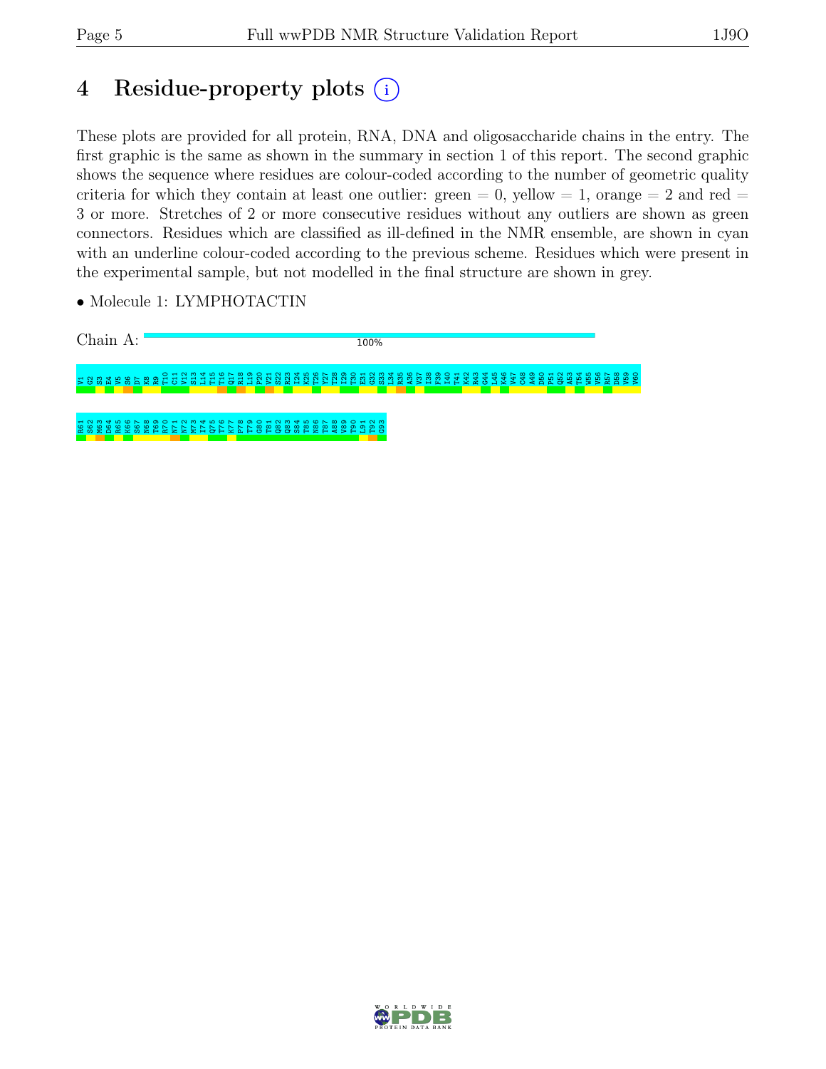# 4 Residue-property plots (i)

These plots are provided for all protein, RNA, DNA and oligosaccharide chains in the entry. The first graphic is the same as shown in the summary in section 1 of this report. The second graphic shows the sequence where residues are colour-coded according to the number of geometric quality criteria for which they contain at least one outlier: green = 0, yellow = 1, orange = 2 and red = 3 or more. Stretches of 2 or more consecutive residues without any outliers are shown as green connectors. Residues which are classified as ill-defined in the NMR ensemble, are shown in cyan with an underline colour-coded according to the previous scheme. Residues which were present in the experimental sample, but not modelled in the final structure are shown in grey.

• Molecule 1: LYMPHOTACTIN

Chain A: 100%

V1 G2 S3 E4 V5 S6 D7 K8 R9 T10 C11 V12 S13 L14 T15 T16 Q17 R18 L19 P20 V21 S22 R23 I24 K25 T26 Y27 T28 I29 T30 E31 G32 S33 L34 R35 A36 V37 I38 F39 I40 T41 K42 R43 G44 L45 K46 V47 C48 A49 D50 P51 Q52 A53 T54 W55 V56 R57 D58 V59 V60

R61 S62 M63 D64 R65 K66 S67 N68 T69 R70 N71 N72 M73 I74 Q75 T76 K77 P78 T79 G80 T81 Q82 Q83 S84 T85 N86 T87 A88 V89 T90 L91 T92 G93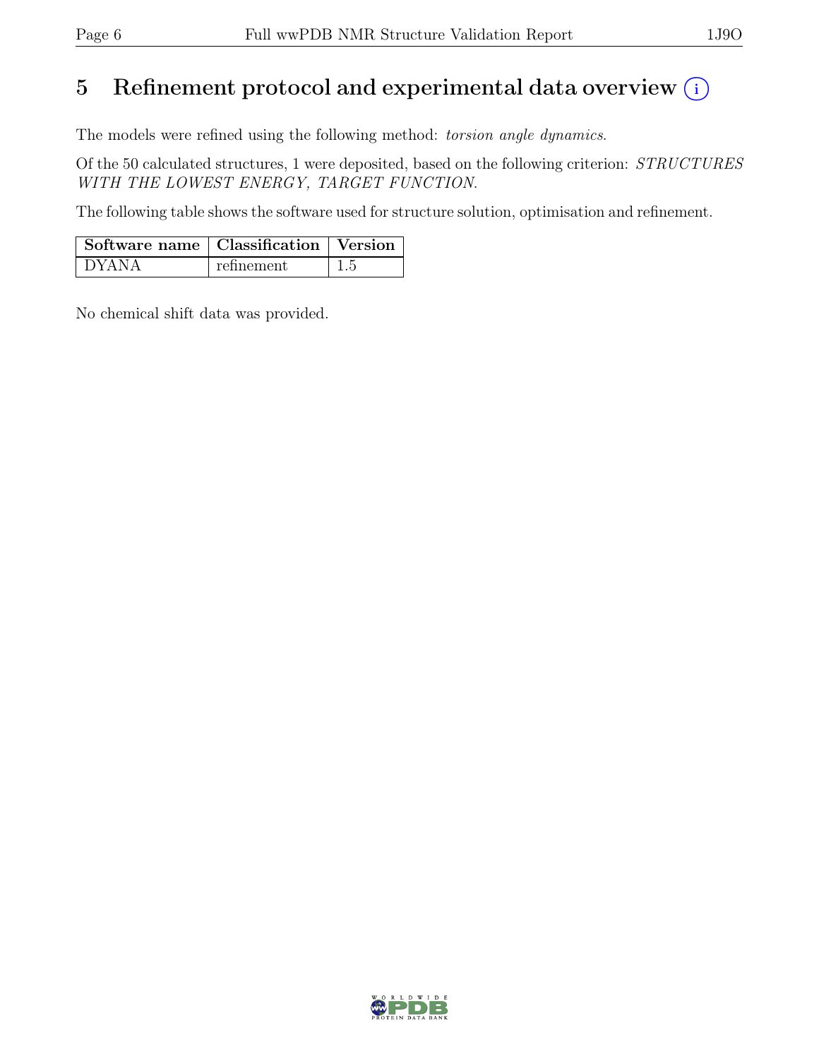# 5 Refinement protocol and experimental data overview (i)

The models were refined using the following method: *torsion angle dynamics*.

Of the 50 calculated structures, 1 were deposited, based on the following criterion: *STRUCTURES WITH THE LOWEST ENERGY, TARGET FUNCTION*.

The following table shows the software used for structure solution, optimisation and refinement.

| Software name | Classification | Version |
|---|---|---|
| DYANA | refinement | 1.5 |

No chemical shift data was provided.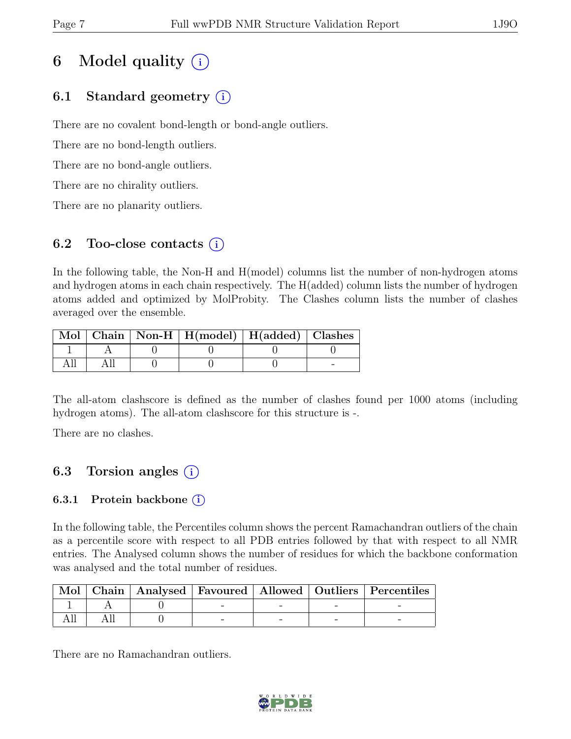# 6 Model quality (i)

## 6.1 Standard geometry (i)

There are no covalent bond-length or bond-angle outliers.

There are no bond-length outliers.

There are no bond-angle outliers.

There are no chirality outliers.

There are no planarity outliers.

## 6.2 Too-close contacts (i)

In the following table, the Non-H and H(model) columns list the number of non-hydrogen atoms and hydrogen atoms in each chain respectively. The H(added) column lists the number of hydrogen atoms added and optimized by MolProbity. The Clashes column lists the number of clashes averaged over the ensemble.

| Mol | Chain | Non-H | H(model) | H(added) | Clashes |
|---|---|---|---|---|---|
| 1 | A | 0 | 0 | 0 | 0 |
| All | All | 0 | 0 | 0 | - |

The all-atom clashscore is defined as the number of clashes found per 1000 atoms (including hydrogen atoms). The all-atom clashscore for this structure is -.

There are no clashes.

## 6.3 Torsion angles (i)

### 6.3.1 Protein backbone (i)

In the following table, the Percentiles column shows the percent Ramachandran outliers of the chain as a percentile score with respect to all PDB entries followed by that with respect to all NMR entries. The Analysed column shows the number of residues for which the backbone conformation was analysed and the total number of residues.

| Mol | Chain | Analysed | Favoured | Allowed | Outliers | Percentiles |
|---|---|---|---|---|---|---|
| 1 | A | 0 | - | - | - | - |
| All | All | 0 | - | - | - | - |

There are no Ramachandran outliers.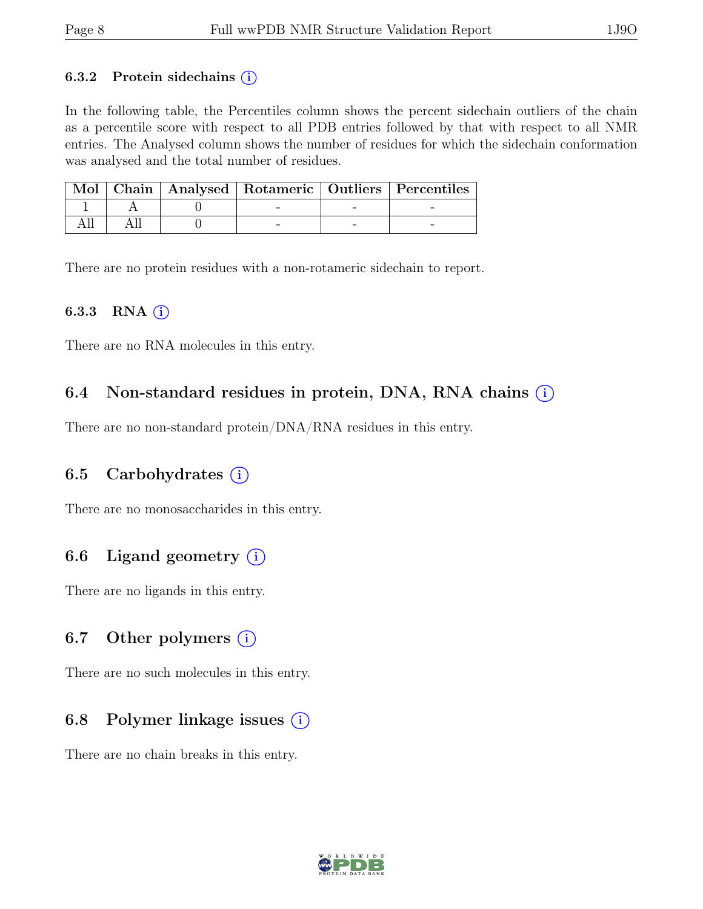#### 6.3.2 Protein sidechains (i)

In the following table, the Percentiles column shows the percent sidechain outliers of the chain as a percentile score with respect to all PDB entries followed by that with respect to all NMR entries. The Analysed column shows the number of residues for which the sidechain conformation was analysed and the total number of residues.

| Mol | Chain | Analysed | Rotameric | Outliers | Percentiles |
|---|---|---|---|---|---|
| 1 | A | 0 | - | - | - |
| All | All | 0 | - | - | - |

There are no protein residues with a non-rotameric sidechain to report.

#### 6.3.3 RNA (i)

There are no RNA molecules in this entry.

### 6.4 Non-standard residues in protein, DNA, RNA chains (i)

There are no non-standard protein/DNA/RNA residues in this entry.

### 6.5 Carbohydrates (i)

There are no monosaccharides in this entry.

### 6.6 Ligand geometry (i)

There are no ligands in this entry.

### 6.7 Other polymers (i)

There are no such molecules in this entry.

### 6.8 Polymer linkage issues (i)

There are no chain breaks in this entry.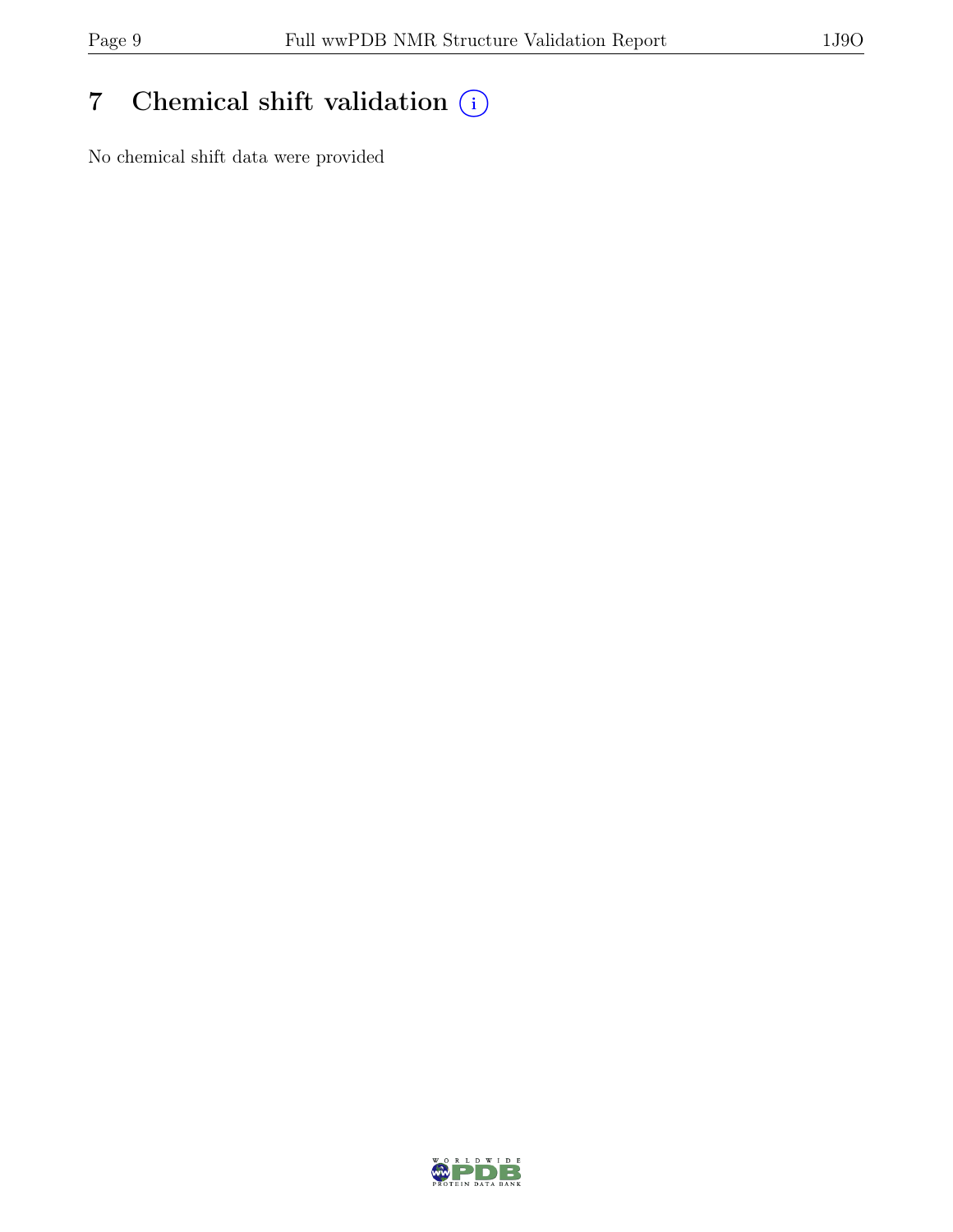# 7 Chemical shift validation

No chemical shift data were provided